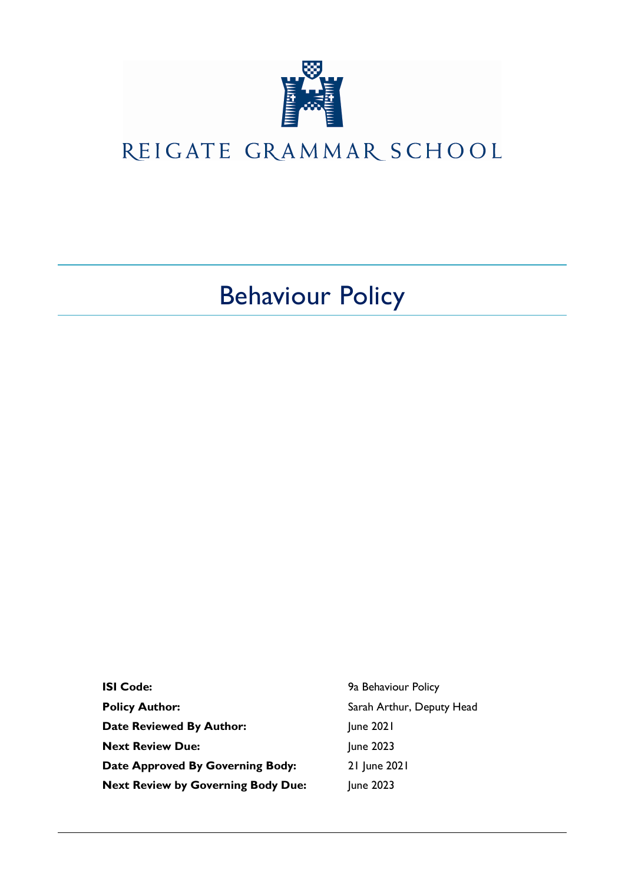REIGATE GRAMMAR SCHOOL

# Behaviour Policy

| | |
|---|---|
| **ISI Code:** | 9a Behaviour Policy |
| **Policy Author:** | Sarah Arthur, Deputy Head |
| **Date Reviewed By Author:** | June 2021 |
| **Next Review Due:** | June 2023 |
| **Date Approved By Governing Body:** | 21 June 2021 |
| **Next Review by Governing Body Due:** | June 2023 |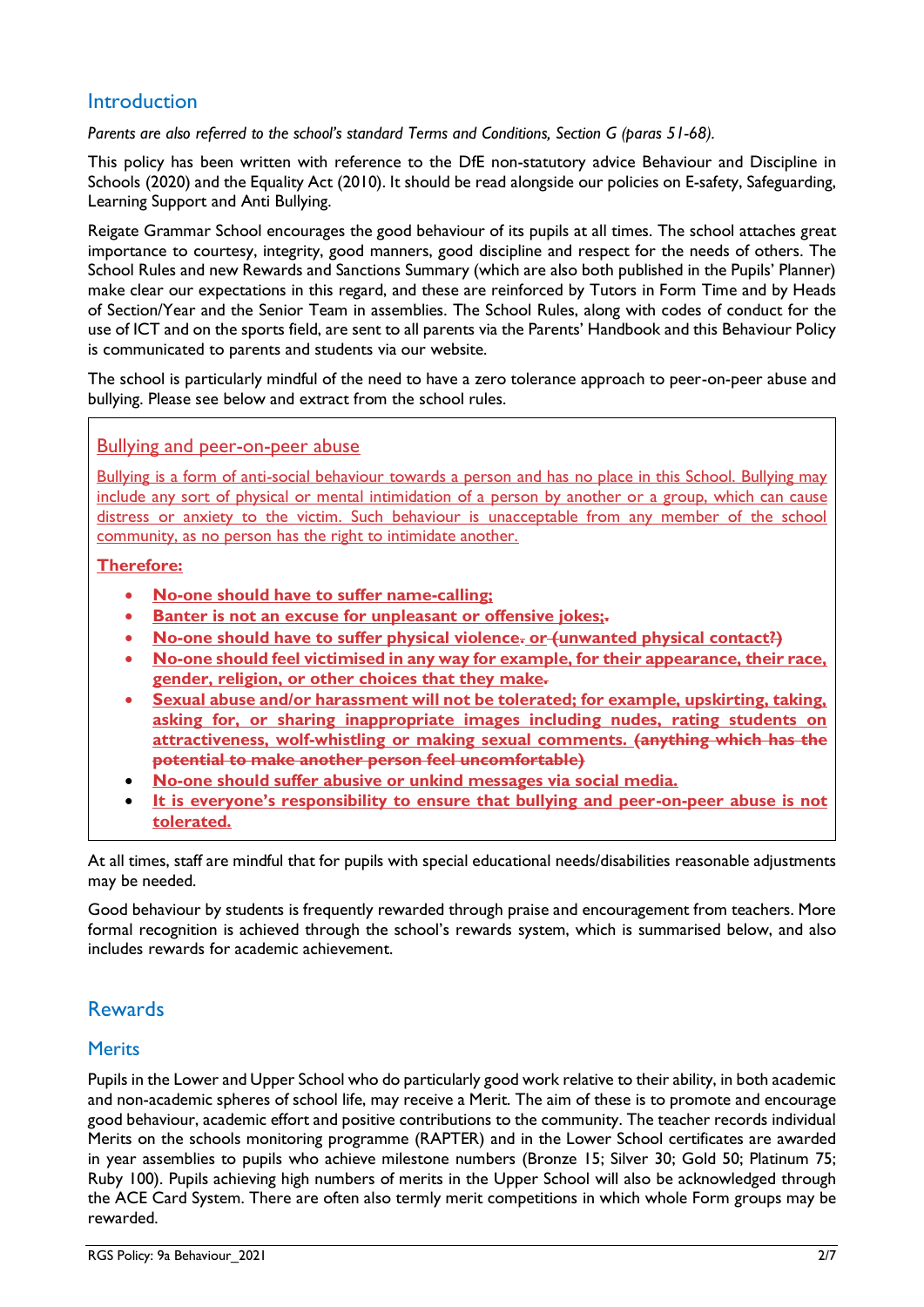## Introduction

*Parents are also referred to the school's standard Terms and Conditions, Section G (paras 51-68).*

This policy has been written with reference to the DfE non-statutory advice Behaviour and Discipline in Schools (2020) and the Equality Act (2010). It should be read alongside our policies on E-safety, Safeguarding, Learning Support and Anti Bullying.

Reigate Grammar School encourages the good behaviour of its pupils at all times. The school attaches great importance to courtesy, integrity, good manners, good discipline and respect for the needs of others. The School Rules and new Rewards and Sanctions Summary (which are also both published in the Pupils' Planner) make clear our expectations in this regard, and these are reinforced by Tutors in Form Time and by Heads of Section/Year and the Senior Team in assemblies. The School Rules, along with codes of conduct for the use of ICT and on the sports field, are sent to all parents via the Parents' Handbook and this Behaviour Policy is communicated to parents and students via our website.

The school is particularly mindful of the need to have a zero tolerance approach to peer-on-peer abuse and bullying. Please see below and extract from the school rules.

> ### Bullying and peer-on-peer abuse
>
> Bullying is a form of anti-social behaviour towards a person and has no place in this School. Bullying may include any sort of physical or mental intimidation of a person by another or a group, which can cause distress or anxiety to the victim. Such behaviour is unacceptable from any member of the school community, as no person has the right to intimidate another.
>
> **Therefore:**
>
> - **No-one should have to suffer name-calling;**
> - **Banter is not an excuse for unpleasant or offensive jokes;~~.~~**
> - **No-one should have to suffer physical violence~~.~~ ~~or (~~unwanted physical contact~~?)~~**
> - **No-one should feel victimised in any way for example, for their appearance, their race, gender, religion, or other choices that they make~~.~~**
> - **Sexual abuse and/or harassment will not be tolerated; for example, upskirting, taking, asking for, or sharing inappropriate images including nudes, rating students on attractiveness, wolf-whistling or making sexual comments. ~~(anything which has the potential to make another person feel uncomfortable)~~**
> - **No-one should suffer abusive or unkind messages via social media.**
> - **It is everyone's responsibility to ensure that bullying and peer-on-peer abuse is not tolerated.**

At all times, staff are mindful that for pupils with special educational needs/disabilities reasonable adjustments may be needed.

Good behaviour by students is frequently rewarded through praise and encouragement from teachers. More formal recognition is achieved through the school's rewards system, which is summarised below, and also includes rewards for academic achievement.

## Rewards

### Merits

Pupils in the Lower and Upper School who do particularly good work relative to their ability, in both academic and non-academic spheres of school life, may receive a Merit. The aim of these is to promote and encourage good behaviour, academic effort and positive contributions to the community. The teacher records individual Merits on the schools monitoring programme (RAPTER) and in the Lower School certificates are awarded in year assemblies to pupils who achieve milestone numbers (Bronze 15; Silver 30; Gold 50; Platinum 75; Ruby 100). Pupils achieving high numbers of merits in the Upper School will also be acknowledged through the ACE Card System. There are often also termly merit competitions in which whole Form groups may be rewarded.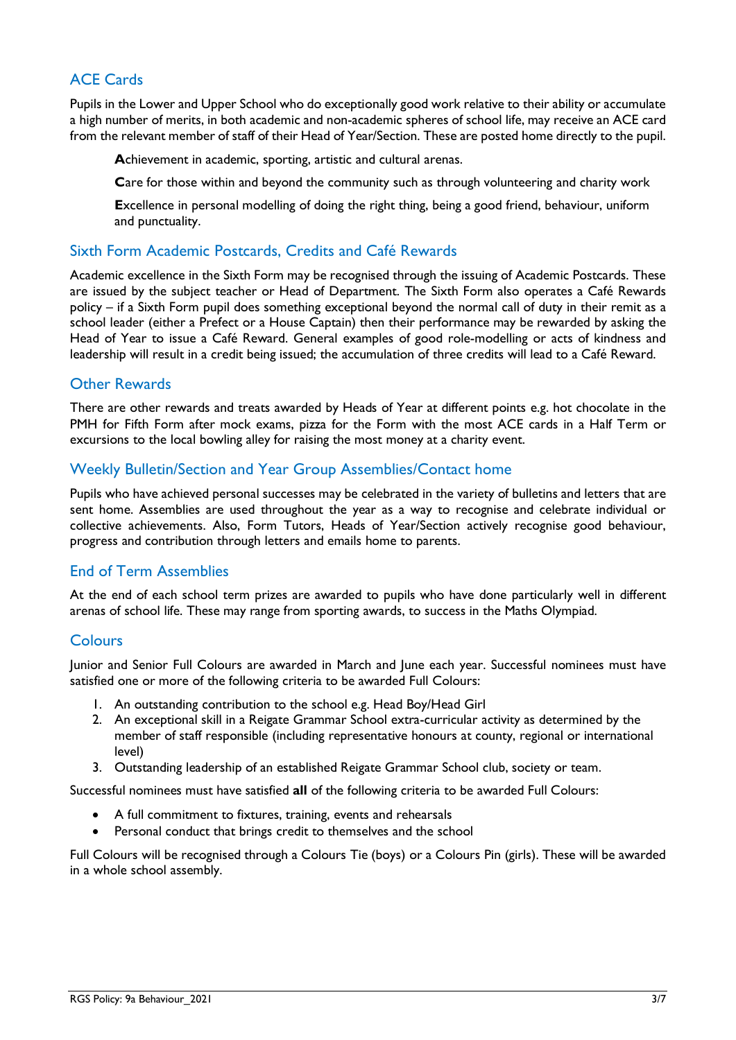## ACE Cards

Pupils in the Lower and Upper School who do exceptionally good work relative to their ability or accumulate a high number of merits, in both academic and non-academic spheres of school life, may receive an ACE card from the relevant member of staff of their Head of Year/Section. These are posted home directly to the pupil.

> **A**chievement in academic, sporting, artistic and cultural arenas.
>
> **C**are for those within and beyond the community such as through volunteering and charity work
>
> **E**xcellence in personal modelling of doing the right thing, being a good friend, behaviour, uniform and punctuality.

## Sixth Form Academic Postcards, Credits and Café Rewards

Academic excellence in the Sixth Form may be recognised through the issuing of Academic Postcards. These are issued by the subject teacher or Head of Department. The Sixth Form also operates a Café Rewards policy – if a Sixth Form pupil does something exceptional beyond the normal call of duty in their remit as a school leader (either a Prefect or a House Captain) then their performance may be rewarded by asking the Head of Year to issue a Café Reward. General examples of good role-modelling or acts of kindness and leadership will result in a credit being issued; the accumulation of three credits will lead to a Café Reward.

## Other Rewards

There are other rewards and treats awarded by Heads of Year at different points e.g. hot chocolate in the PMH for Fifth Form after mock exams, pizza for the Form with the most ACE cards in a Half Term or excursions to the local bowling alley for raising the most money at a charity event.

## Weekly Bulletin/Section and Year Group Assemblies/Contact home

Pupils who have achieved personal successes may be celebrated in the variety of bulletins and letters that are sent home. Assemblies are used throughout the year as a way to recognise and celebrate individual or collective achievements. Also, Form Tutors, Heads of Year/Section actively recognise good behaviour, progress and contribution through letters and emails home to parents.

## End of Term Assemblies

At the end of each school term prizes are awarded to pupils who have done particularly well in different arenas of school life. These may range from sporting awards, to success in the Maths Olympiad.

## Colours

Junior and Senior Full Colours are awarded in March and June each year. Successful nominees must have satisfied one or more of the following criteria to be awarded Full Colours:

1. An outstanding contribution to the school e.g. Head Boy/Head Girl
2. An exceptional skill in a Reigate Grammar School extra-curricular activity as determined by the member of staff responsible (including representative honours at county, regional or international level)
3. Outstanding leadership of an established Reigate Grammar School club, society or team.

Successful nominees must have satisfied **all** of the following criteria to be awarded Full Colours:

- A full commitment to fixtures, training, events and rehearsals
- Personal conduct that brings credit to themselves and the school

Full Colours will be recognised through a Colours Tie (boys) or a Colours Pin (girls). These will be awarded in a whole school assembly.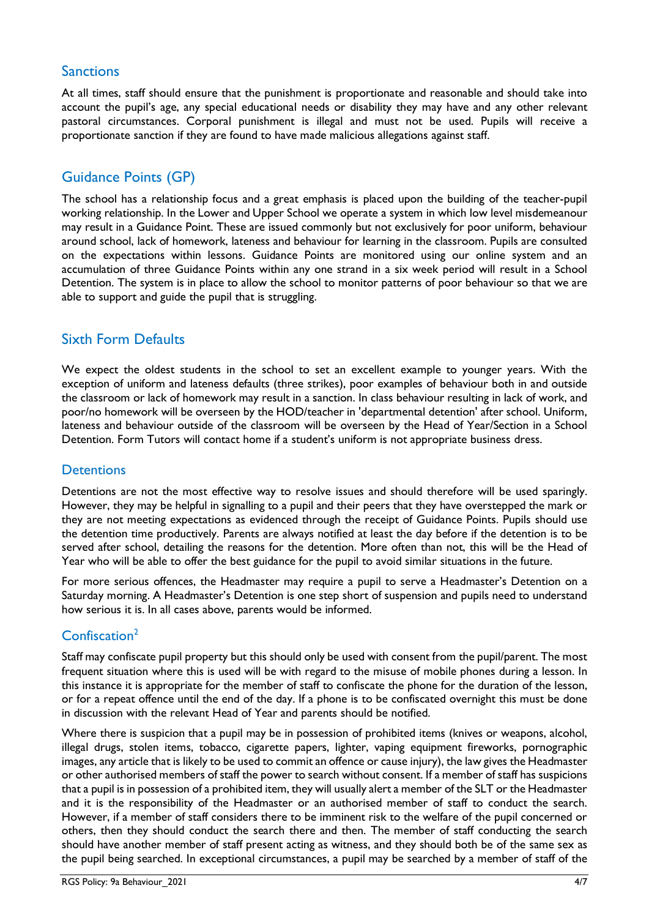## Sanctions

At all times, staff should ensure that the punishment is proportionate and reasonable and should take into account the pupil's age, any special educational needs or disability they may have and any other relevant pastoral circumstances. Corporal punishment is illegal and must not be used. Pupils will receive a proportionate sanction if they are found to have made malicious allegations against staff.

## Guidance Points (GP)

The school has a relationship focus and a great emphasis is placed upon the building of the teacher-pupil working relationship. In the Lower and Upper School we operate a system in which low level misdemeanour may result in a Guidance Point. These are issued commonly but not exclusively for poor uniform, behaviour around school, lack of homework, lateness and behaviour for learning in the classroom. Pupils are consulted on the expectations within lessons. Guidance Points are monitored using our online system and an accumulation of three Guidance Points within any one strand in a six week period will result in a School Detention. The system is in place to allow the school to monitor patterns of poor behaviour so that we are able to support and guide the pupil that is struggling.

## Sixth Form Defaults

We expect the oldest students in the school to set an excellent example to younger years. With the exception of uniform and lateness defaults (three strikes), poor examples of behaviour both in and outside the classroom or lack of homework may result in a sanction. In class behaviour resulting in lack of work, and poor/no homework will be overseen by the HOD/teacher in 'departmental detention' after school. Uniform, lateness and behaviour outside of the classroom will be overseen by the Head of Year/Section in a School Detention. Form Tutors will contact home if a student's uniform is not appropriate business dress.

## Detentions

Detentions are not the most effective way to resolve issues and should therefore will be used sparingly. However, they may be helpful in signalling to a pupil and their peers that they have overstepped the mark or they are not meeting expectations as evidenced through the receipt of Guidance Points. Pupils should use the detention time productively. Parents are always notified at least the day before if the detention is to be served after school, detailing the reasons for the detention. More often than not, this will be the Head of Year who will be able to offer the best guidance for the pupil to avoid similar situations in the future.

For more serious offences, the Headmaster may require a pupil to serve a Headmaster's Detention on a Saturday morning. A Headmaster's Detention is one step short of suspension and pupils need to understand how serious it is. In all cases above, parents would be informed.

## Confiscation[2]

Staff may confiscate pupil property but this should only be used with consent from the pupil/parent. The most frequent situation where this is used will be with regard to the misuse of mobile phones during a lesson. In this instance it is appropriate for the member of staff to confiscate the phone for the duration of the lesson, or for a repeat offence until the end of the day. If a phone is to be confiscated overnight this must be done in discussion with the relevant Head of Year and parents should be notified.

Where there is suspicion that a pupil may be in possession of prohibited items (knives or weapons, alcohol, illegal drugs, stolen items, tobacco, cigarette papers, lighter, vaping equipment fireworks, pornographic images, any article that is likely to be used to commit an offence or cause injury), the law gives the Headmaster or other authorised members of staff the power to search without consent. If a member of staff has suspicions that a pupil is in possession of a prohibited item, they will usually alert a member of the SLT or the Headmaster and it is the responsibility of the Headmaster or an authorised member of staff to conduct the search. However, if a member of staff considers there to be imminent risk to the welfare of the pupil concerned or others, then they should conduct the search there and then. The member of staff conducting the search should have another member of staff present acting as witness, and they should both be of the same sex as the pupil being searched. In exceptional circumstances, a pupil may be searched by a member of staff of the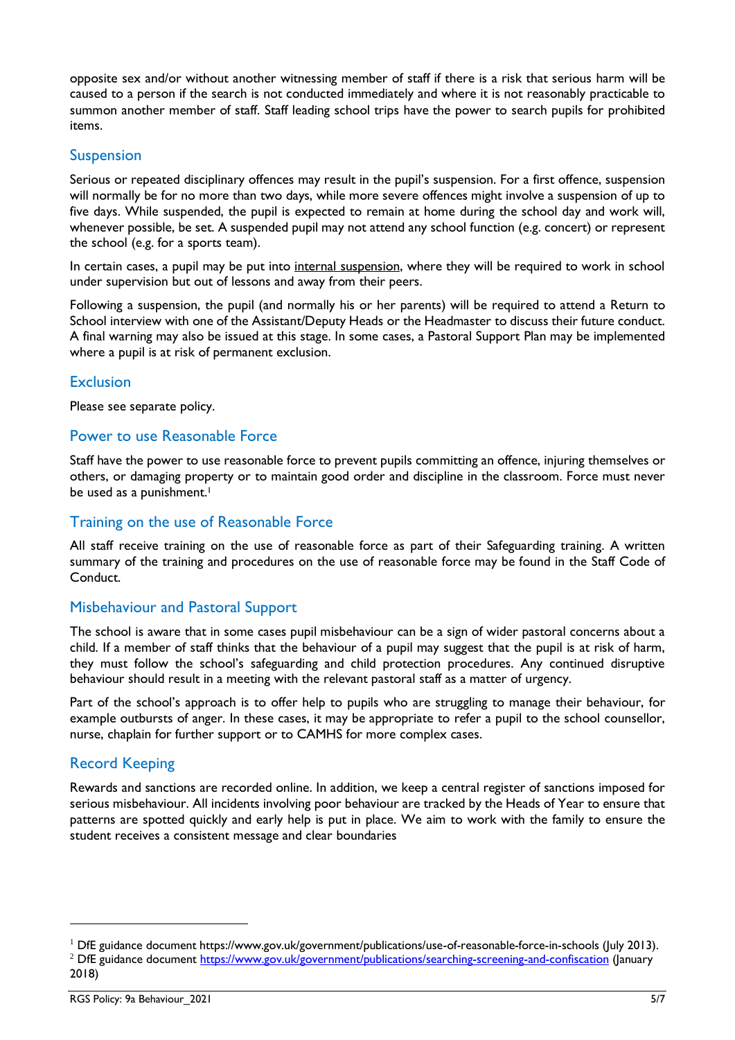opposite sex and/or without another witnessing member of staff if there is a risk that serious harm will be caused to a person if the search is not conducted immediately and where it is not reasonably practicable to summon another member of staff. Staff leading school trips have the power to search pupils for prohibited items.

## Suspension

Serious or repeated disciplinary offences may result in the pupil's suspension. For a first offence, suspension will normally be for no more than two days, while more severe offences might involve a suspension of up to five days. While suspended, the pupil is expected to remain at home during the school day and work will, whenever possible, be set. A suspended pupil may not attend any school function (e.g. concert) or represent the school (e.g. for a sports team).

In certain cases, a pupil may be put into internal suspension, where they will be required to work in school under supervision but out of lessons and away from their peers.

Following a suspension, the pupil (and normally his or her parents) will be required to attend a Return to School interview with one of the Assistant/Deputy Heads or the Headmaster to discuss their future conduct. A final warning may also be issued at this stage. In some cases, a Pastoral Support Plan may be implemented where a pupil is at risk of permanent exclusion.

## Exclusion

Please see separate policy.

## Power to use Reasonable Force

Staff have the power to use reasonable force to prevent pupils committing an offence, injuring themselves or others, or damaging property or to maintain good order and discipline in the classroom. Force must never be used as a punishment.[1]

## Training on the use of Reasonable Force

All staff receive training on the use of reasonable force as part of their Safeguarding training. A written summary of the training and procedures on the use of reasonable force may be found in the Staff Code of Conduct.

## Misbehaviour and Pastoral Support

The school is aware that in some cases pupil misbehaviour can be a sign of wider pastoral concerns about a child. If a member of staff thinks that the behaviour of a pupil may suggest that the pupil is at risk of harm, they must follow the school's safeguarding and child protection procedures. Any continued disruptive behaviour should result in a meeting with the relevant pastoral staff as a matter of urgency.

Part of the school's approach is to offer help to pupils who are struggling to manage their behaviour, for example outbursts of anger. In these cases, it may be appropriate to refer a pupil to the school counsellor, nurse, chaplain for further support or to CAMHS for more complex cases.

## Record Keeping

Rewards and sanctions are recorded online. In addition, we keep a central register of sanctions imposed for serious misbehaviour. All incidents involving poor behaviour are tracked by the Heads of Year to ensure that patterns are spotted quickly and early help is put in place. We aim to work with the family to ensure the student receives a consistent message and clear boundaries

---

[1] DfE guidance document https://www.gov.uk/government/publications/use-of-reasonable-force-in-schools (July 2013).

[2] DfE guidance document https://www.gov.uk/government/publications/searching-screening-and-confiscation (January 2018)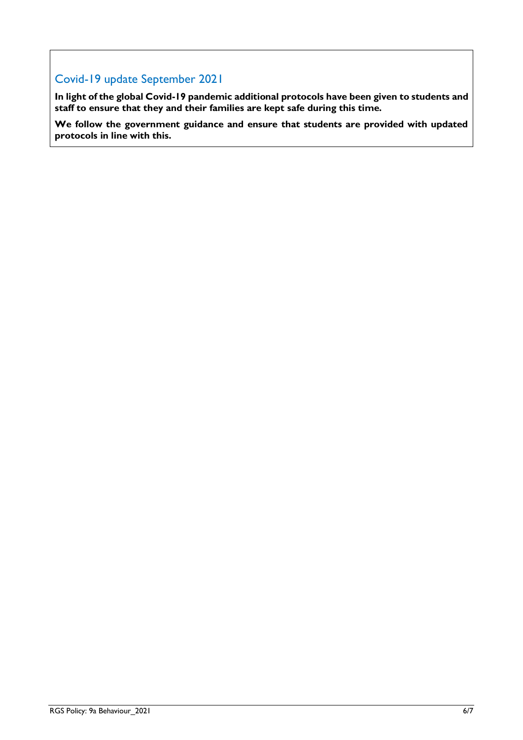## Covid-19 update September 2021

**In light of the global Covid-19 pandemic additional protocols have been given to students and staff to ensure that they and their families are kept safe during this time.**

**We follow the government guidance and ensure that students are provided with updated protocols in line with this.**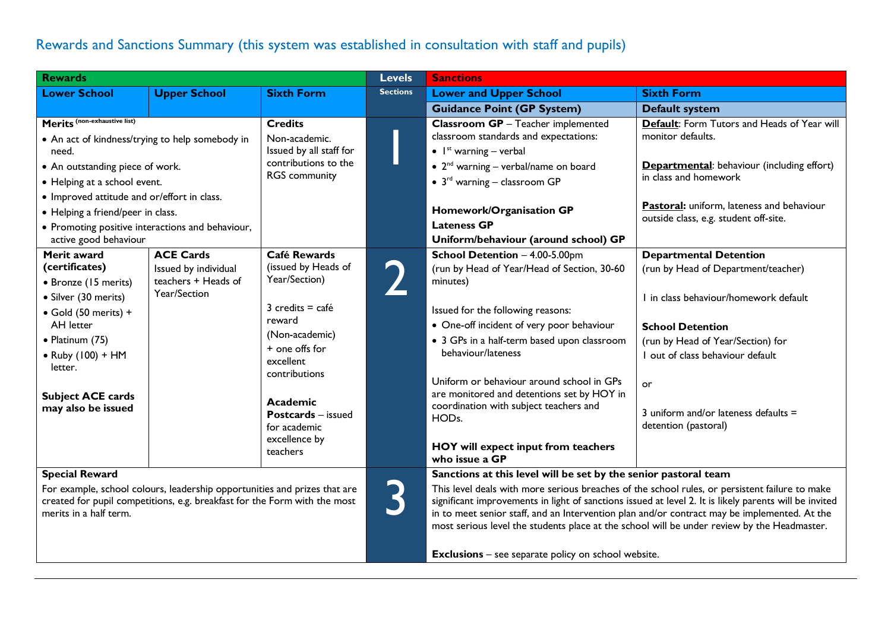# Rewards and Sanctions Summary (this system was established in consultation with staff and pupils)

| Rewards | | | Levels | Sanctions | |
|---|---|---|---|---|---|
| **Lower School** | **Upper School** | **Sixth Form** | Sections | **Lower and Upper School** | **Sixth Form** |
| | | | | **Guidance Point (GP System)** | **Default system** |
| **Merits** (non-exhaustive list)<br>• An act of kindness/trying to help somebody in need.<br>• An outstanding piece of work.<br>• Helping at a school event.<br>• Improved attitude and or/effort in class.<br>• Helping a friend/peer in class.<br>• Promoting positive interactions and behaviour, active good behaviour | | **Credits**<br>Non-academic. Issued by all staff for contributions to the RGS community | 1 | **Classroom GP** – Teacher implemented classroom standards and expectations:<br>• 1st warning – verbal<br>• 2nd warning – verbal/name on board<br>• 3rd warning – classroom GP<br><br>**Homework/Organisation GP**<br>**Lateness GP**<br>**Uniform/behaviour (around school) GP** | **Default**: Form Tutors and Heads of Year will monitor defaults.<br><br>**Departmental**: behaviour (including effort) in class and homework<br><br>**Pastoral:** uniform, lateness and behaviour outside class, e.g. student off-site. |
| **Merit award (certificates)**<br>• Bronze (15 merits)<br>• Silver (30 merits)<br>• Gold (50 merits) + AH letter<br>• Platinum (75)<br>• Ruby (100) + HM letter.<br><br>**Subject ACE cards may also be issued** | **ACE Cards**<br>Issued by individual teachers + Heads of Year/Section | **Café Rewards**<br>(issued by Heads of Year/Section)<br><br>3 credits = café reward<br>(Non-academic)<br>+ one offs for excellent contributions<br><br>**Academic Postcards** – issued for academic excellence by teachers | 2 | **School Detention** – 4.00-5.00pm<br>(run by Head of Year/Head of Section, 30-60 minutes)<br><br>Issued for the following reasons:<br>• One-off incident of very poor behaviour<br>• 3 GPs in a half-term based upon classroom behaviour/lateness<br><br>Uniform or behaviour around school in GPs are monitored and detentions set by HOY in coordination with subject teachers and HODs.<br><br>**HOY will expect input from teachers who issue a GP** | **Departmental Detention**<br>(run by Head of Department/teacher)<br><br>1 in class behaviour/homework default<br><br>**School Detention**<br>(run by Head of Year/Section) for<br>1 out of class behaviour default<br><br>or<br><br>3 uniform and/or lateness defaults = detention (pastoral) |
| **Special Reward**<br>For example, school colours, leadership opportunities and prizes that are created for pupil competitions, e.g. breakfast for the Form with the most merits in a half term. | | | 3 | **Sanctions at this level will be set by the senior pastoral team**<br>This level deals with more serious breaches of the school rules, or persistent failure to make significant improvements in light of sanctions issued at level 2. It is likely parents will be invited in to meet senior staff, and an Intervention plan and/or contract may be implemented. At the most serious level the students place at the school will be under review by the Headmaster.<br><br>**Exclusions** – see separate policy on school website. | |